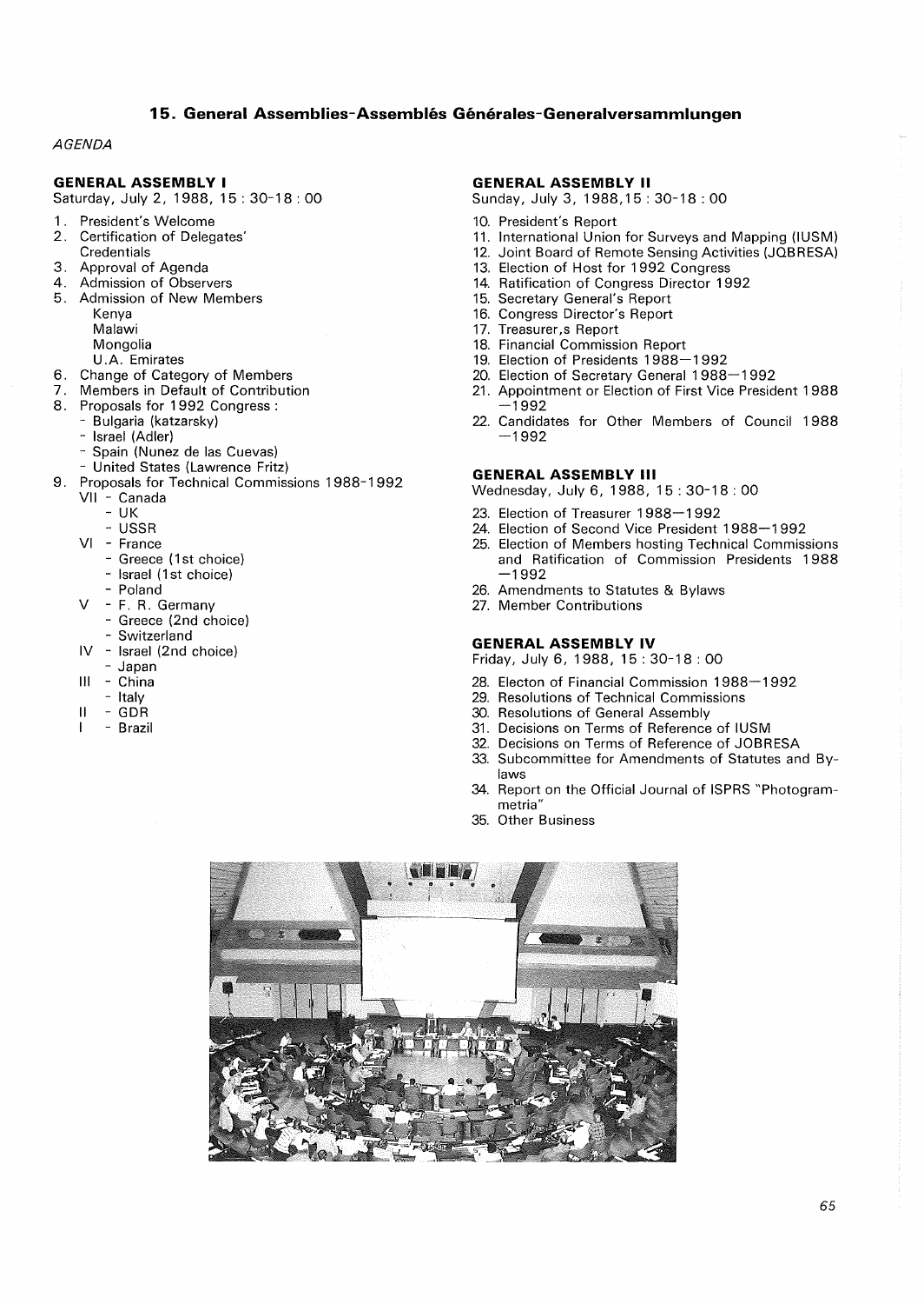# 15. General Assemblies-Assemblés Générales-Generalversammlungen

*AGENDA*

### GENERAL ASSEMBLY I

Saturday, July 2, 1988, 15 : 30-18 : 00

1. President's Welcome
2. Certification of Delegates' Credentials
3. Approval of Agenda
4. Admission of Observers
5. Admission of New Members
   Kenya
   Malawi
   Mongolia
   U.A. Emirates
6. Change of Category of Members
7. Members in Default of Contribution
8. Proposals for 1992 Congress :
   - Bulgaria (katzarsky)
   - Israel (Adler)
   - Spain (Nunez de las Cuevas)
   - United States (Lawrence Fritz)
9. Proposals for Technical Commissions 1988-1992
   - VII - Canada
     - UK
     - USSR
   - VI - France
     - Greece (1st choice)
     - Israel (1st choice)
     - Poland
   - V - F. R. Germany
     - Greece (2nd choice)
     - Switzerland
   - IV - Israel (2nd choice)
     - Japan
   - III - China
     - Italy
   - II - GDR
   - I - Brazil

### GENERAL ASSEMBLY II

Sunday, July 3, 1988,15 : 30-18 : 00

10. President's Report
11. International Union for Surveys and Mapping (IUSM)
12. Joint Board of Remote Sensing Activities (JOBRESA)
13. Election of Host for 1992 Congress
14. Ratification of Congress Director 1992
15. Secretary General's Report
16. Congress Director's Report
17. Treasurer,s Report
18. Financial Commission Report
19. Election of Presidents 1988—1992
20. Election of Secretary General 1988—1992
21. Appointment or Election of First Vice President 1988—1992
22. Candidates for Other Members of Council 1988—1992

### GENERAL ASSEMBLY III

Wednesday, July 6, 1988, 15 : 30-18 : 00

23. Election of Treasurer 1988—1992
24. Election of Second Vice President 1988—1992
25. Election of Members hosting Technical Commissions and Ratification of Commission Presidents 1988—1992
26. Amendments to Statutes & Bylaws
27. Member Contributions

### GENERAL ASSEMBLY IV

Friday, July 6, 1988, 15 : 30-18 : 00

28. Electon of Financial Commission 1988—1992
29. Resolutions of Technical Commissions
30. Resolutions of General Assembly
31. Decisions on Terms of Reference of IUSM
32. Decisions on Terms of Reference of JOBRESA
33. Subcommittee for Amendments of Statutes and Bylaws
34. Report on the Official Journal of ISPRS "Photogrammetria"
35. Other Business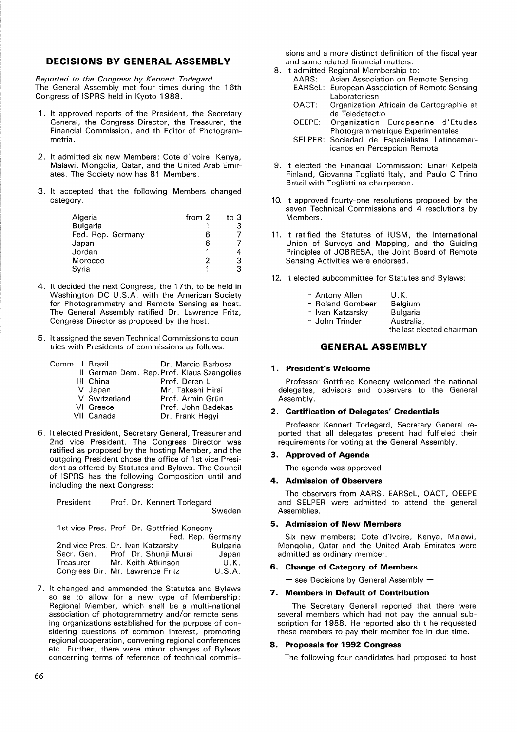## DECISIONS BY GENERAL ASSEMBLY

*Reported to the Congress by Kennert Torlegard*
The General Assembly met four times during the 16th Congress of ISPRS held in Kyoto 1988.

1. It approved reports of the President, the Secretary General, the Congress Director, the Treasurer, the Financial Commission, and th Editor of Photogrammetria.

2. It admitted six new Members: Cote d'Ivoire, Kenya, Malawi, Mongolia, Qatar, and the United Arab Emirates. The Society now has 81 Members.

3. It accepted that the following Members changed category.

| | from | to |
|---|---|---|
| Algeria | 2 | 3 |
| Bulgaria | 1 | 3 |
| Fed. Rep. Germany | 6 | 7 |
| Japan | 6 | 7 |
| Jordan | 1 | 4 |
| Morocco | 2 | 3 |
| Syria | 1 | 3 |

4. It decided the next Congress, the 17th, to be held in Washington DC U.S.A. with the American Society for Photogrammetry and Remote Sensing as host. The General Assembly ratified Dr. Lawrence Fritz, Congress Director as proposed by the host.

5. It assigned the seven Technical Commissions to countries with Presidents of commissions as follows:

| Comm. | Country | President |
|---|---|---|
| I | Brazil | Dr. Marcio Barbosa |
| II | German Dem. Rep. | Prof. Klaus Szangolies |
| III | China | Prof. Deren Li |
| IV | Japan | Mr. Takeshi Hirai |
| V | Switzerland | Prof. Armin Grün |
| VI | Greece | Prof. John Badekas |
| VII | Canada | Dr. Frank Hegyi |

6. It elected President, Secretary General, Treasurer and 2nd vice President. The Congress Director was ratified as proposed by the hosting Member, and the outgoing President chose the office of 1st vice President as offered by Statutes and Bylaws. The Council of ISPRS has the following Composition until and including the next Congress:

| | | |
|---|---|---|
| President | Prof. Dr. Kennert Torlegard | Sweden |
| 1st vice Pres. | Prof. Dr. Gottfried Konecny | Fed. Rep. Germany |
| 2nd vice Pres. | Dr. Ivan Katzarsky | Bulgaria |
| Secr. Gen. | Prof. Dr. Shunji Murai | Japan |
| Treasurer | Mr. Keith Atkinson | U.K. |
| Congress Dir. | Mr. Lawrence Fritz | U.S.A. |

7. It changed and ammended the Statutes and Bylaws so as to allow for a new type of Membership: Regional Member, which shall be a multi-national association of photogrammetry and/or remote sensing organizations established for the purpose of considering questions of common interest, promoting regional cooperation, convening regional conferences etc. Further, there were minor changes of Bylaws concerning terms of reference of technical commissions and a more distinct definition of the fiscal year and some related financial matters.

8. It admitted Regional Membership to:
   - AARS: Asian Association on Remote Sensing
   - EARSeL: European Association of Remote Sensing Laboratoriesn
   - OACT: Organization Africain de Cartographie et de Teledetectio
   - OEEPE: Organization Europeenne d'Etudes Photogrammetrique Experimentales
   - SELPER: Sociedad de Especialistas Latinoamericanos en Percepcion Remota

9. It elected the Financial Commission: Einari Kelpelä Finland, Giovanna Togliatti Italy, and Paulo C Trino Brazil with Togliatti as chairperson.

10. It approved fourty-one resolutions proposed by the seven Technical Commissions and 4 resolutions by Members.

11. It ratified the Statutes of IUSM, the International Union of Surveys and Mapping, and the Guiding Principles of JOBRESA, the Joint Board of Remote Sensing Activities were endorsed.

12. It elected subcommittee for Statutes and Bylaws:
   - Antony Allen — U.K.
   - Roland Gombeer — Belgium
   - Ivan Katzarsky — Bulgaria
   - John Trinder — Australia, the last elected chairman

## GENERAL ASSEMBLY

### 1. President's Welcome

Professor Gottfried Konecny welcomed the national delegates, advisors and observers to the General Assembly.

### 2. Certification of Delegates' Credentials

Professor Kennert Torlegard, Secretary General reported that all delegates present had fulfieled their requirements for voting at the General Assembly.

### 3. Approved of Agenda

The agenda was approved.

### 4. Admission of Observers

The observers from AARS, EARSeL, OACT, OEEPE and SELPER were admitted to attend the general Assemblies.

### 5. Admission of New Members

Six new members; Cote d'Ivoire, Kenya, Malawi, Mongolia, Qatar and the United Arab Emirates were admitted as ordinary member.

### 6. Change of Category of Members

— see Decisions by General Assembly —

### 7. Members in Default of Contribution

The Secretary General reported that there were several members which had not pay the annual subscription for 1988. He reported also th t he requested these members to pay their member fee in due time.

### 8. Proposals for 1992 Congress

The following four candidates had proposed to host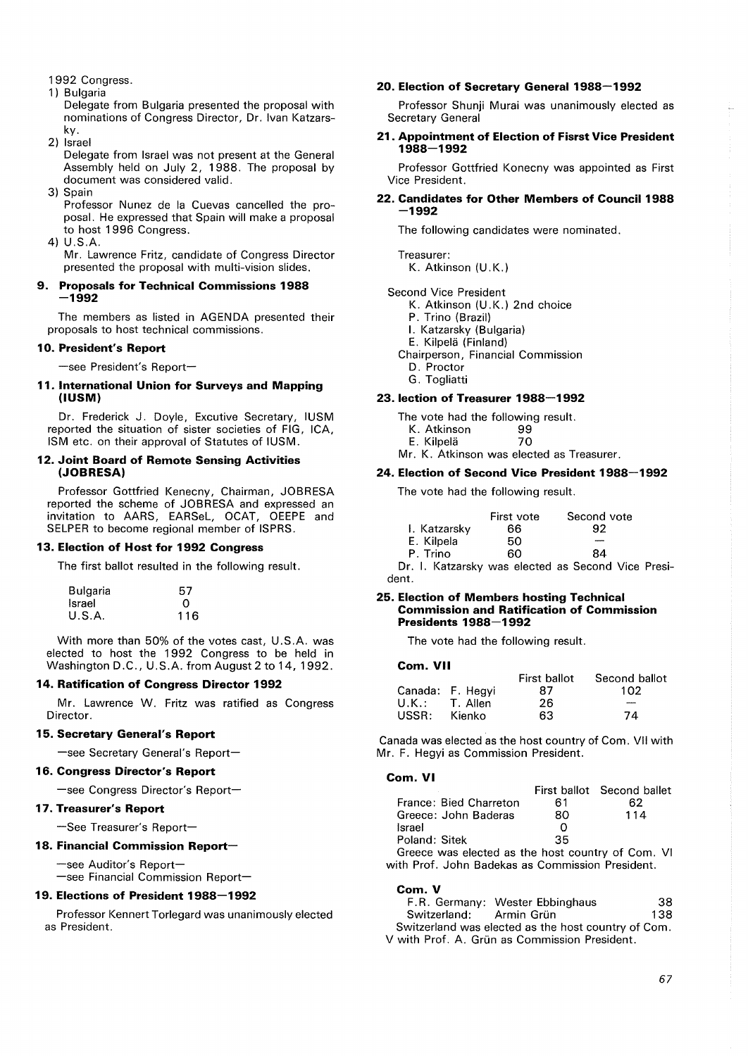1992 Congress.

1) Bulgaria
   Delegate from Bulgaria presented the proposal with nominations of Congress Director, Dr. Ivan Katzarsky.
2) Israel
   Delegate from Israel was not present at the General Assembly held on July 2, 1988. The proposal by document was considered valid.
3) Spain
   Professor Nunez de la Cuevas cancelled the proposal. He expressed that Spain will make a proposal to host 1996 Congress.
4) U.S.A.
   Mr. Lawrence Fritz, candidate of Congress Director presented the proposal with multi-vision slides.

### 9. Proposals for Technical Commissions 1988—1992

The members as listed in AGENDA presented their proposals to host technical commissions.

### 10. President's Report

—see President's Report—

### 11. International Union for Surveys and Mapping (IUSM)

Dr. Frederick J. Doyle, Excutive Secretary, IUSM reported the situation of sister societies of FIG, ICA, ISM etc. on their approval of Statutes of IUSM.

### 12. Joint Board of Remote Sensing Activities (JOBRESA)

Professor Gottfried Kenecny, Chairman, JOBRESA reported the scheme of JOBRESA and expressed an invitation to AARS, EARSeL, OCAT, OEEPE and SELPER to become regional member of ISPRS.

### 13. Election of Host for 1992 Congress

The first ballot resulted in the following result.

| | |
|---|---|
| Bulgaria | 57 |
| Israel | 0 |
| U.S.A. | 116 |

With more than 50% of the votes cast, U.S.A. was elected to host the 1992 Congress to be held in Washington D.C., U.S.A. from August 2 to 14, 1992.

### 14. Ratification of Congress Director 1992

Mr. Lawrence W. Fritz was ratified as Congress Director.

### 15. Secretary General's Report

—see Secretary General's Report—

### 16. Congress Director's Report

—see Congress Director's Report—

### 17. Treasurer's Report

—See Treasurer's Report—

### 18. Financial Commission Report—

—see Auditor's Report—
—see Financial Commission Report—

### 19. Elections of President 1988—1992

Professor Kennert Torlegard was unanimously elected as President.

### 20. Election of Secretary General 1988—1992

Professor Shunji Murai was unanimously elected as Secretary General

### 21. Appointment of Election of Fisrst Vice President 1988—1992

Professor Gottfried Konecny was appointed as First Vice President.

### 22. Candidates for Other Members of Council 1988—1992

The following candidates were nominated.

Treasurer:
- K. Atkinson (U.K.)

Second Vice President
- K. Atkinson (U.K.) 2nd choice
- P. Trino (Brazil)
- I. Katzarsky (Bulgaria)
- E. Kilpelä (Finland)

Chairperson, Financial Commission
- D. Proctor
- G. Togliatti

### 23. lection of Treasurer 1988—1992

The vote had the following result.

| | |
|---|---|
| K. Atkinson | 99 |
| E. Kilpelä | 70 |

Mr. K. Atkinson was elected as Treasurer.

### 24. Election of Second Vice President 1988—1992

The vote had the following result.

| | First vote | Second vote |
|---|---|---|
| I. Katzarsky | 66 | 92 |
| E. Kilpela | 50 | — |
| P. Trino | 60 | 84 |

Dr. I. Katzarsky was elected as Second Vice President.

### 25. Election of Members hosting Technical Commission and Ratification of Commission Presidents 1988—1992

The vote had the following result.

**Com. VII**

| | First ballot | Second ballot |
|---|---|---|
| Canada: F. Hegyi | 87 | 102 |
| U.K.: T. Allen | 26 | — |
| USSR: Kienko | 63 | 74 |

Canada was elected as the host country of Com. VII with Mr. F. Hegyi as Commission President.

**Com. VI**

| | First ballot | Second ballet |
|---|---|---|
| France: Bied Charreton | 61 | 62 |
| Greece: John Baderas | 80 | 114 |
| Israel | 0 | |
| Poland: Sitek | 35 | |

Greece was elected as the host country of Com. VI with Prof. John Badekas as Commission President.

**Com. V**

| | | |
|---|---|---|
| F.R. Germany: | Wester Ebbinghaus | 38 |
| Switzerland: | Armin Grün | 138 |

Switzerland was elected as the host country of Com. V with Prof. A. Grün as Commission President.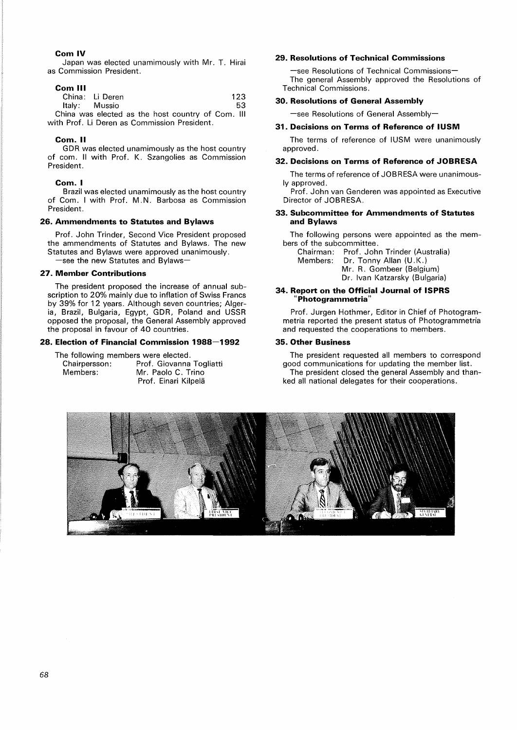**Com IV**

Japan was elected unamimously with Mr. T. Hirai as Commission President.

**Com III**

| | | |
|---|---|---|
| China: | Li Deren | 123 |
| Italy: | Mussio | 53 |

China was elected as the host country of Com. III with Prof. Li Deren as Commission President.

**Com. II**

GDR was elected unamimously as the host country of com. II with Prof. K. Szangolies as Commission President.

**Com. I**

Brazil was elected unamimously as the host country of Com. I with Prof. M.N. Barbosa as Commission President.

### 26. Ammendments to Statutes and Bylaws

Prof. John Trinder, Second Vice President proposed the ammendments of Statutes and Bylaws. The new Statutes and Bylaws were approved unanimously.
—see the new Statutes and Bylaws—

### 27. Member Contributions

The president proposed the increase of annual subscription to 20% mainly due to inflation of Swiss Francs by 39% for 12 years. Although seven countries; Algeria, Brazil, Bulgaria, Egypt, GDR, Poland and USSR opposed the proposal, the General Assembly approved the proposal in favour of 40 countries.

### 28. Election of Financial Commission 1988–1992

The following members were elected.

Chairpersson: Prof. Giovanna Togliatti
Members: Mr. Paolo C. Trino
Prof. Einari Kilpelä

### 29. Resolutions of Technical Commissions

—see Resolutions of Technical Commissions—
The general Assembly approved the Resolutions of Technical Commissions.

### 30. Resolutions of General Assembly

—see Resolutions of General Assembly—

### 31. Decisions on Terms of Reference of IUSM

The terms of reference of IUSM were unanimously approved.

### 32. Decisions on Terms of Reference of JOBRESA

The terms of reference of JOBRESA were unanimously approved.
Prof. John van Genderen was appointed as Executive Director of JOBRESA.

### 33. Subcommittee for Ammendments of Statutes and Bylaws

The following persons were appointed as the members of the subcommittee.

Chairman: Prof. John Trinder (Australia)
Members: Dr. Tonny Allan (U.K.)
Mr. R. Gombeer (Belgium)
Dr. Ivan Katzarsky (Bulgaria)

### 34. Report on the Official Journal of ISPRS "Photogrammetria"

Prof. Jurgen Hothmer, Editor in Chief of Photogrammetria reported the present status of Photogrammetria and requested the cooperations to members.

### 35. Other Business

The president requested all members to correspond good communications for updating the member list.
The president closed the general Assembly and thanked all national delegates for their cooperations.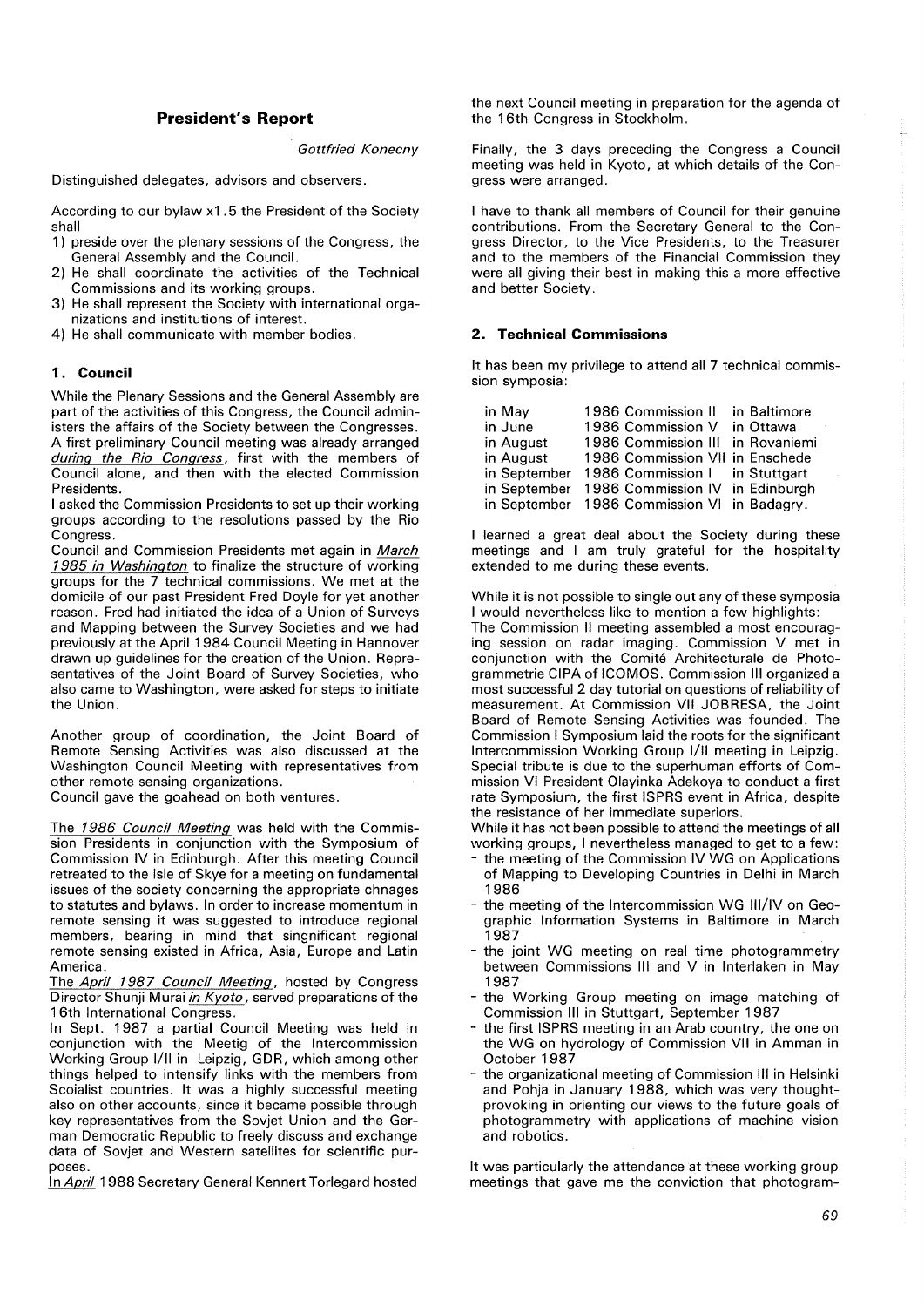## President's Report

*Gottfried Konecny*

Distinguished delegates, advisors and observers.

According to our bylaw x1.5 the President of the Society shall

1) preside over the plenary sessions of the Congress, the General Assembly and the Council.
2) He shall coordinate the activities of the Technical Commissions and its working groups.
3) He shall represent the Society with international organizations and institutions of interest.
4) He shall communicate with member bodies.

### 1. Council

While the Plenary Sessions and the General Assembly are part of the activities of this Congress, the Council administers the affairs of the Society between the Congresses. A first preliminary Council meeting was already arranged *during the Rio Congress*, first with the members of Council alone, and then with the elected Commission Presidents.

I asked the Commission Presidents to set up their working groups according to the resolutions passed by the Rio Congress.

Council and Commission Presidents met again in *March 1985 in Washington* to finalize the structure of working groups for the 7 technical commissions. We met at the domicile of our past President Fred Doyle for yet another reason. Fred had initiated the idea of a Union of Surveys and Mapping between the Survey Societies and we had previously at the April 1984 Council Meeting in Hannover drawn up guidelines for the creation of the Union. Representatives of the Joint Board of Survey Societies, who also came to Washington, were asked for steps to initiate the Union.

Another group of coordination, the Joint Board of Remote Sensing Activities was also discussed at the Washington Council Meeting with representatives from other remote sensing organizations.

Council gave the goahead on both ventures.

The *1986 Council Meeting* was held with the Commission Presidents in conjunction with the Symposium of Commission IV in Edinburgh. After this meeting Council retreated to the Isle of Skye for a meeting on fundamental issues of the society concerning the appropriate chnages to statutes and bylaws. In order to increase momentum in remote sensing it was suggested to introduce regional members, bearing in mind that singnificant regional remote sensing existed in Africa, Asia, Europe and Latin America.

The *April 1987 Council Meeting*, hosted by Congress Director Shunji Murai *in Kyoto*, served preparations of the 16th International Congress.

In Sept. 1987 a partial Council Meeting was held in conjunction with the Meetig of the Intercommission Working Group I/II in Leipzig, GDR, which among other things helped to intensify links with the members from Scoialist countries. It was a highly successful meeting also on other accounts, since it became possible through key representatives from the Sovjet Union and the German Democratic Republic to freely discuss and exchange data of Sovjet and Western satellites for scientific purposes.

In *April* 1988 Secretary General Kennert Torlegard hosted the next Council meeting in preparation for the agenda of the 16th Congress in Stockholm.

Finally, the 3 days preceding the Congress a Council meeting was held in Kyoto, at which details of the Congress were arranged.

I have to thank all members of Council for their genuine contributions. From the Secretary General to the Congress Director, to the Vice Presidents, to the Treasurer and to the members of the Financial Commission they were all giving their best in making this a more effective and better Society.

### 2. Technical Commissions

It has been my privilege to attend all 7 technical commission symposia:

| | | |
|---|---|---|
| in May | 1986 Commission II | in Baltimore |
| in June | 1986 Commission V | in Ottawa |
| in August | 1986 Commission III | in Rovaniemi |
| in August | 1986 Commission VII | in Enschede |
| in September | 1986 Commission I | in Stuttgart |
| in September | 1986 Commission IV | in Edinburgh |
| in September | 1986 Commission VI | in Badagry. |

I learned a great deal about the Society during these meetings and I am truly grateful for the hospitality extended to me during these events.

While it is not possible to single out any of these symposia I would nevertheless like to mention a few highlights:

The Commission II meeting assembled a most encouraging session on radar imaging. Commission V met in conjunction with the Comité Architecturale de Photogrammetrie CIPA of ICOMOS. Commission III organized a most successful 2 day tutorial on questions of reliability of measurement. At Commission VII JOBRESA, the Joint Board of Remote Sensing Activities was founded. The Commission I Symposium laid the roots for the significant Intercommission Working Group I/II meeting in Leipzig. Special tribute is due to the superhuman efforts of Commission VI President Olayinka Adekoya to conduct a first rate Symposium, the first ISPRS event in Africa, despite the resistance of her immediate superiors.

While it has not been possible to attend the meetings of all working groups, I nevertheless managed to get to a few:

- the meeting of the Commission IV WG on Applications of Mapping to Developing Countries in Delhi in March 1986
- the meeting of the Intercommission WG III/IV on Geographic Information Systems in Baltimore in March 1987
- the joint WG meeting on real time photogrammetry between Commissions III and V in Interlaken in May 1987
- the Working Group meeting on image matching of Commission III in Stuttgart, September 1987
- the first ISPRS meeting in an Arab country, the one on the WG on hydrology of Commission VII in Amman in October 1987
- the organizational meeting of Commission III in Helsinki and Pohja in January 1988, which was very thought-provoking in orienting our views to the future goals of photogrammetry with applications of machine vision and robotics.

It was particularly the attendance at these working group meetings that gave me the conviction that photogram-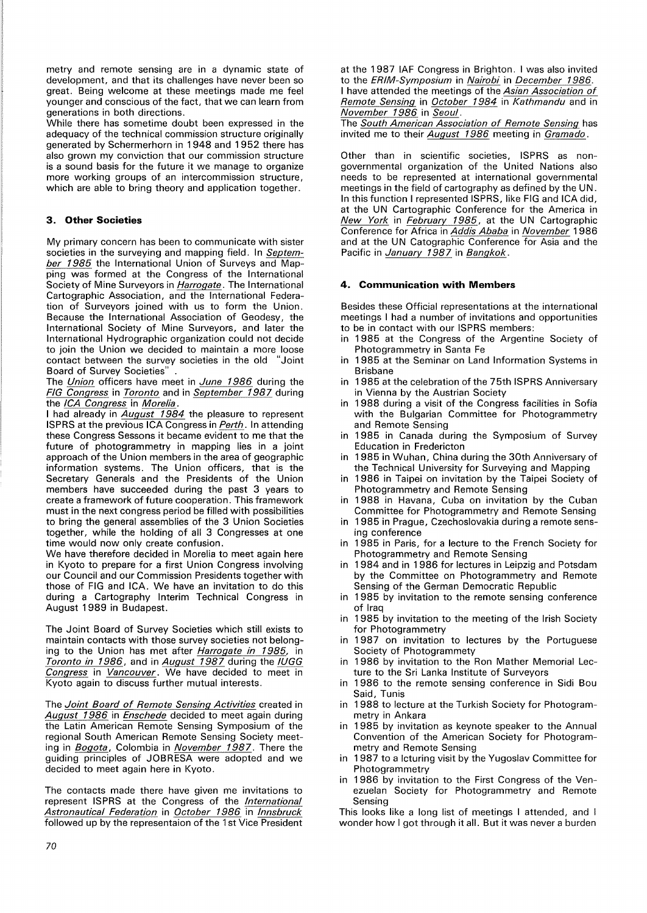metry and remote sensing are in a dynamic state of development, and that its challenges have never been so great. Being welcome at these meetings made me feel younger and conscious of the fact, that we can learn from generations in both directions.

While there has sometime doubt been expressed in the adequacy of the technical commission structure originally generated by Schermerhorn in 1948 and 1952 there has also grown my conviction that our commission structure is a sound basis for the future it we manage to organize more working groups of an intercommission structure, which are able to bring theory and application together.

### 3. Other Societies

My primary concern has been to communicate with sister societies in the surveying and mapping field. In September 1985 the International Union of Surveys and Mapping was formed at the Congress of the International Society of Mine Surveyors in Harrogate. The International Cartographic Association, and the International Federation of Surveyors joined with us to form the Union. Because the International Association of Geodesy, the International Society of Mine Surveyors, and later the International Hydrographic organization could not decide to join the Union we decided to maintain a more loose contact between the survey societies in the old "Joint Board of Survey Societies".

The Union officers have meet in June 1986 during the FIG Congress in Toronto and in September 1987 during the ICA Congress in Morelia.

I had already in August 1984 the pleasure to represent ISPRS at the previous ICA Congress in Perth. In attending these Congress Sessons it became evident to me that the future of photogrammetry in mapping lies in a joint approach of the Union members in the area of geographic information systems. The Union officers, that is the Secretary Generals and the Presidents of the Union members have succeeded during the past 3 years to create a framework of future cooperation. This framework must in the next congress period be filled with possibilities to bring the general assemblies of the 3 Union Societies together, while the holding of all 3 Congresses at one time would now only create confusion.

We have therefore decided in Morelia to meet again here in Kyoto to prepare for a first Union Congress involving our Council and our Commission Presidents together with those of FIG and ICA. We have an invitation to do this during a Cartography Interim Technical Congress in August 1989 in Budapest.

The Joint Board of Survey Societies which still exists to maintain contacts with those survey societies not belonging to the Union has met after Harrogate in 1985, in Toronto in 1986, and in August 1987 during the IUGG Congress in Vancouver. We have decided to meet in Kyoto again to discuss further mutual interests.

The Joint Board of Remote Sensing Activities created in August 1986 in Enschede decided to meet again during the Latin American Remote Sensing Symposium of the regional South American Remote Sensing Society meeting in Bogota, Colombia in November 1987. There the guiding principles of JOBRESA were adopted and we decided to meet again here in Kyoto.

The contacts made there have given me invitations to represent ISPRS at the Congress of the International Astronautical Federation in October 1986 in Innsbruck followed up by the representaion of the 1st Vice President at the 1987 IAF Congress in Brighton. I was also invited to the ERIM-Symposium in Nairobi in December 1986.

I have attended the meetings of the Asian Association of Remote Sensing in October 1984 in Kathmandu and in November 1986 in Seoul.

The South American Association of Remote Sensing has invited me to their August 1986 meeting in Gramado.

Other than in scientific societies, ISPRS as non-governmental organization of the United Nations also needs to be represented at international governmental meetings in the field of cartography as defined by the UN. In this function I represented ISPRS, like FIG and ICA did, at the UN Cartographic Conference for the America in New York in February 1985, at the UN Cartographic Conference for Africa in Addis Ababa in November 1986 and at the UN Catographic Conference for Asia and the Pacific in January 1987 in Bangkok.

### 4. Communication with Members

Besides these Official representations at the international meetings I had a number of invitations and opportunities to be in contact with our ISPRS members:

- in 1985 at the Congress of the Argentine Society of Photogrammetry in Santa Fe
- in 1985 at the Seminar on Land Information Systems in Brisbane
- in 1985 at the celebration of the 75th ISPRS Anniversary in Vienna by the Austrian Society
- in 1988 during a visit of the Congress facilities in Sofia with the Bulgarian Committee for Photogrammetry and Remote Sensing
- in 1985 in Canada during the Symposium of Survey Education in Fredericton
- in 1985 in Wuhan, China during the 30th Anniversary of the Technical University for Surveying and Mapping
- in 1986 in Taipei on invitation by the Taipei Society of Photogrammetry and Remote Sensing
- in 1988 in Havana, Cuba on invitation by the Cuban Committee for Photogrammetry and Remote Sensing
- in 1985 in Prague, Czechoslovakia during a remote sensing conference
- in 1985 in Paris, for a lecture to the French Society for Photogrammetry and Remote Sensing
- in 1984 and in 1986 for lectures in Leipzig and Potsdam by the Committee on Photogrammetry and Remote Sensing of the German Democratic Republic
- in 1985 by invitation to the remote sensing conference of Iraq
- in 1985 by invitation to the meeting of the Irish Society for Photogrammetry
- in 1987 on invitation to lectures by the Portuguese Society of Photogrammety
- in 1986 by invitation to the Ron Mather Memorial Lecture to the Sri Lanka Institute of Surveyors
- in 1986 to the remote sensing conference in Sidi Bou Said, Tunis
- in 1988 to lecture at the Turkish Society for Photogrammetry in Ankara
- in 1985 by invitation as keynote speaker to the Annual Convention of the American Society for Photogrammetry and Remote Sensing
- in 1987 to a lcturing visit by the Yugoslav Committee for Photogrammetry
- in 1986 by invitation to the First Congress of the Venezuelan Society for Photogrammetry and Remote Sensing

This looks like a long list of meetings I attended, and I wonder how I got through it all. But it was never a burden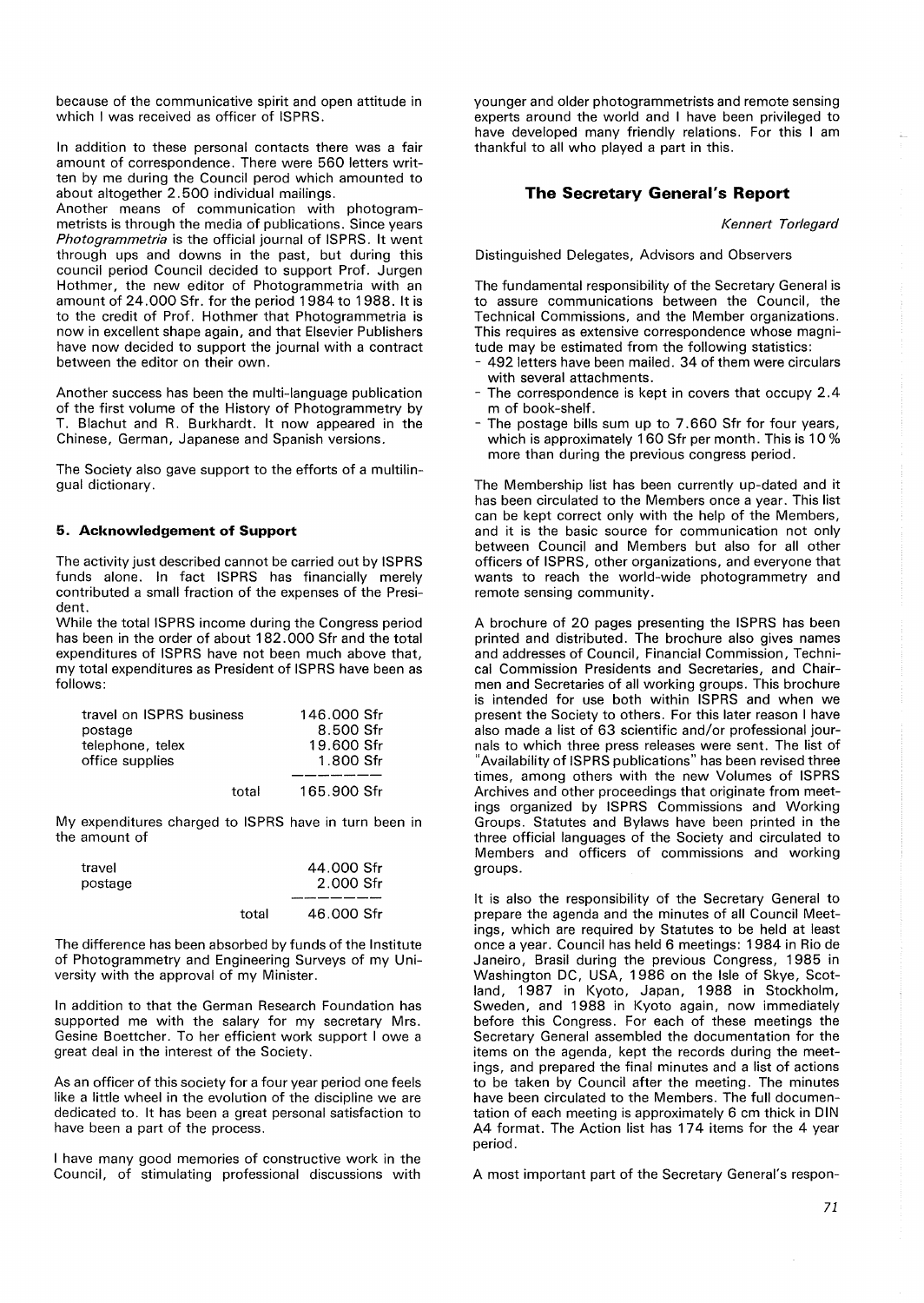because of the communicative spirit and open attitude in which I was received as officer of ISPRS.

In addition to these personal contacts there was a fair amount of correspondence. There were 560 letters written by me during the Council perod which amounted to about altogether 2.500 individual mailings.

Another means of communication with photogrammetrists is through the media of publications. Since years *Photogrammetria* is the official journal of ISPRS. It went through ups and downs in the past, but during this council period Council decided to support Prof. Jurgen Hothmer, the new editor of Photogrammetria with an amount of 24.000 Sfr. for the period 1984 to 1988. It is to the credit of Prof. Hothmer that Photogrammetria is now in excellent shape again, and that Elsevier Publishers have now decided to support the journal with a contract between the editor on their own.

Another success has been the multi-language publication of the first volume of the History of Photogrammetry by T. Blachut and R. Burkhardt. It now appeared in the Chinese, German, Japanese and Spanish versions.

The Society also gave support to the efforts of a multilingual dictionary.

### 5. Acknowledgement of Support

The activity just described cannot be carried out by ISPRS funds alone. In fact ISPRS has financially merely contributed a small fraction of the expenses of the President.

While the total ISPRS income during the Congress period has been in the order of about 182.000 Sfr and the total expenditures of ISPRS have not been much above that, my total expenditures as President of ISPRS have been as follows:

| | |
|---|---|
| travel on ISPRS business | 146.000 Sfr |
| postage | 8.500 Sfr |
| telephone, telex | 19.600 Sfr |
| office supplies | 1.800 Sfr |
| total | 165.900 Sfr |

My expenditures charged to ISPRS have in turn been in the amount of

| | |
|---|---|
| travel | 44.000 Sfr |
| postage | 2.000 Sfr |
| total | 46.000 Sfr |

The difference has been absorbed by funds of the Institute of Photogrammetry and Engineering Surveys of my University with the approval of my Minister.

In addition to that the German Research Foundation has supported me with the salary for my secretary Mrs. Gesine Boettcher. To her efficient work support I owe a great deal in the interest of the Society.

As an officer of this society for a four year period one feels like a little wheel in the evolution of the discipline we are dedicated to. It has been a great personal satisfaction to have been a part of the process.

I have many good memories of constructive work in the Council, of stimulating professional discussions with younger and older photogrammetrists and remote sensing experts around the world and I have been privileged to have developed many friendly relations. For this I am thankful to all who played a part in this.

## The Secretary General's Report

*Kennert Torlegard*

Distinguished Delegates, Advisors and Observers

The fundamental responsibility of the Secretary General is to assure communications between the Council, the Technical Commissions, and the Member organizations. This requires as extensive correspondence whose magnitude may be estimated from the following statistics:

- 492 letters have been mailed. 34 of them were circulars with several attachments.
- The correspondence is kept in covers that occupy 2.4 m of book-shelf.
- The postage bills sum up to 7.660 Sfr for four years, which is approximately 160 Sfr per month. This is 10 % more than during the previous congress period.

The Membership list has been currently up-dated and it has been circulated to the Members once a year. This list can be kept correct only with the help of the Members, and it is the basic source for communication not only between Council and Members but also for all other officers of ISPRS, other organizations, and everyone that wants to reach the world-wide photogrammetry and remote sensing community.

A brochure of 20 pages presenting the ISPRS has been printed and distributed. The brochure also gives names and addresses of Council, Financial Commission, Technical Commission Presidents and Secretaries, and Chairmen and Secretaries of all working groups. This brochure is intended for use both within ISPRS and when we present the Society to others. For this later reason I have also made a list of 63 scientific and/or professional journals to which three press releases were sent. The list of "Availability of ISPRS publications" has been revised three times, among others with the new Volumes of ISPRS Archives and other proceedings that originate from meetings organized by ISPRS Commissions and Working Groups. Statutes and Bylaws have been printed in the three official languages of the Society and circulated to Members and officers of commissions and working groups.

It is also the responsibility of the Secretary General to prepare the agenda and the minutes of all Council Meetings, which are required by Statutes to be held at least once a year. Council has held 6 meetings: 1984 in Rio de Janeiro, Brasil during the previous Congress, 1985 in Washington DC, USA, 1986 on the Isle of Skye, Scotland, 1987 in Kyoto, Japan, 1988 in Stockholm, Sweden, and 1988 in Kyoto again, now immediately before this Congress. For each of these meetings the Secretary General assembled the documentation for the items on the agenda, kept the records during the meetings, and prepared the final minutes and a list of actions to be taken by Council after the meeting. The minutes have been circulated to the Members. The full documentation of each meeting is approximately 6 cm thick in DIN A4 format. The Action list has 174 items for the 4 year period.

A most important part of the Secretary General's respon-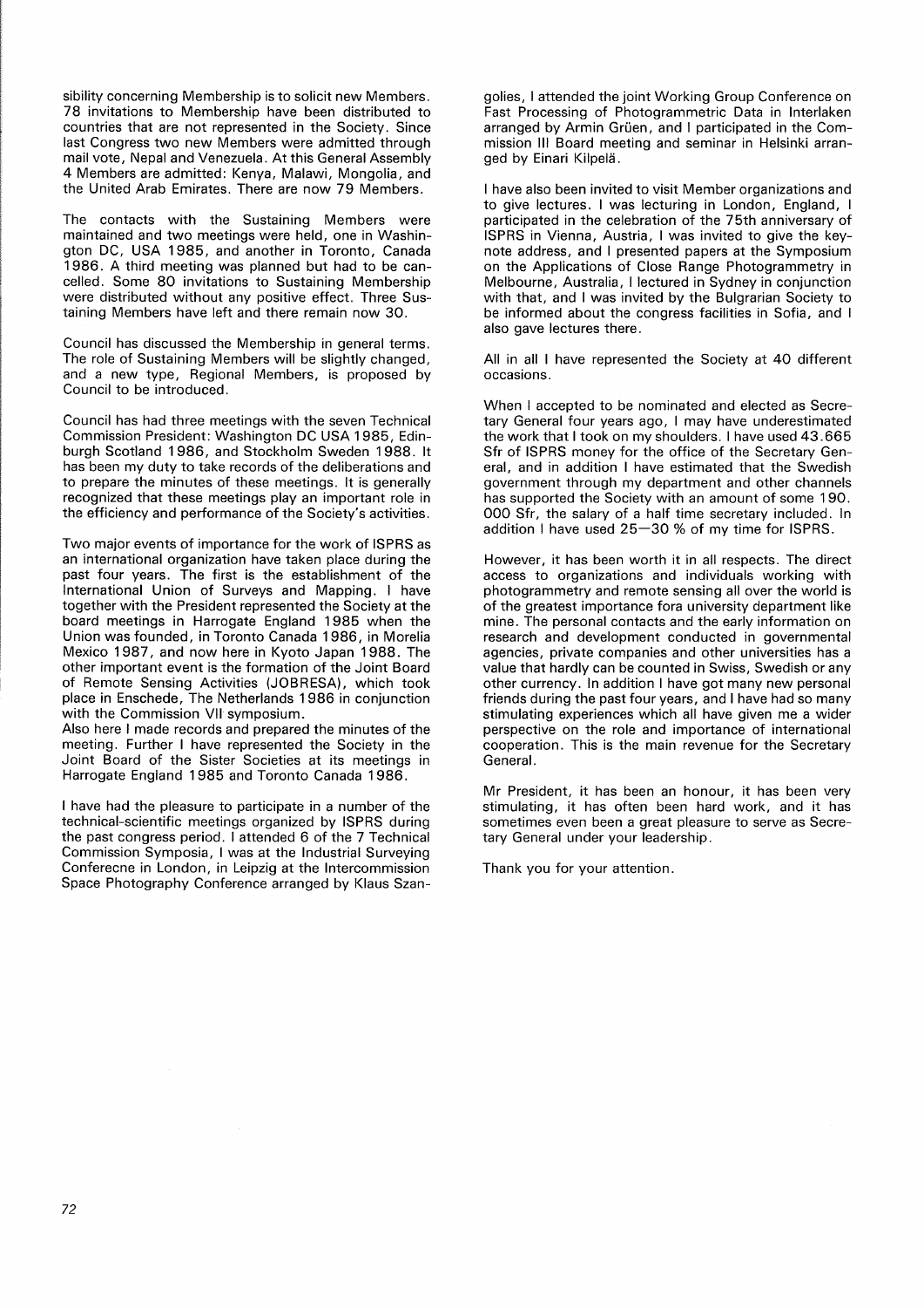sibility concerning Membership is to solicit new Members. 78 invitations to Membership have been distributed to countries that are not represented in the Society. Since last Congress two new Members were admitted through mail vote, Nepal and Venezuela. At this General Assembly 4 Members are admitted: Kenya, Malawi, Mongolia, and the United Arab Emirates. There are now 79 Members.

The contacts with the Sustaining Members were maintained and two meetings were held, one in Washington DC, USA 1985, and another in Toronto, Canada 1986. A third meeting was planned but had to be cancelled. Some 80 invitations to Sustaining Membership were distributed without any positive effect. Three Sustaining Members have left and there remain now 30.

Council has discussed the Membership in general terms. The role of Sustaining Members will be slightly changed, and a new type, Regional Members, is proposed by Council to be introduced.

Council has had three meetings with the seven Technical Commission President: Washington DC USA 1985, Edinburgh Scotland 1986, and Stockholm Sweden 1988. It has been my duty to take records of the deliberations and to prepare the minutes of these meetings. It is generally recognized that these meetings play an important role in the efficiency and performance of the Society's activities.

Two major events of importance for the work of ISPRS as an international organization have taken place during the past four years. The first is the establishment of the International Union of Surveys and Mapping. I have together with the President represented the Society at the board meetings in Harrogate England 1985 when the Union was founded, in Toronto Canada 1986, in Morelia Mexico 1987, and now here in Kyoto Japan 1988. The other important event is the formation of the Joint Board of Remote Sensing Activities (JOBRESA), which took place in Enschede, The Netherlands 1986 in conjunction with the Commission VII symposium.
Also here I made records and prepared the minutes of the meeting. Further I have represented the Society in the Joint Board of the Sister Societies at its meetings in Harrogate England 1985 and Toronto Canada 1986.

I have had the pleasure to participate in a number of the technical-scientific meetings organized by ISPRS during the past congress period. I attended 6 of the 7 Technical Commission Symposia, I was at the Industrial Surveying Conferecne in London, in Leipzig at the Intercommission Space Photography Conference arranged by Klaus Szangolies, I attended the joint Working Group Conference on Fast Processing of Photogrammetric Data in Interlaken arranged by Armin Grüen, and I participated in the Commission III Board meeting and seminar in Helsinki arranged by Einari Kilpelä.

I have also been invited to visit Member organizations and to give lectures. I was lecturing in London, England, I participated in the celebration of the 75th anniversary of ISPRS in Vienna, Austria, I was invited to give the keynote address, and I presented papers at the Symposium on the Applications of Close Range Photogrammetry in Melbourne, Australia, I lectured in Sydney in conjunction with that, and I was invited by the Bulgrarian Society to be informed about the congress facilities in Sofia, and I also gave lectures there.

All in all I have represented the Society at 40 different occasions.

When I accepted to be nominated and elected as Secretary General four years ago, I may have underestimated the work that I took on my shoulders. I have used 43.665 Sfr of ISPRS money for the office of the Secretary General, and in addition I have estimated that the Swedish government through my department and other channels has supported the Society with an amount of some 190. 000 Sfr, the salary of a half time secretary included. In addition I have used 25—30 % of my time for ISPRS.

However, it has been worth it in all respects. The direct access to organizations and individuals working with photogrammetry and remote sensing all over the world is of the greatest importance fora university department like mine. The personal contacts and the early information on research and development conducted in governmental agencies, private companies and other universities has a value that hardly can be counted in Swiss, Swedish or any other currency. In addition I have got many new personal friends during the past four years, and I have had so many stimulating experiences which all have given me a wider perspective on the role and importance of international cooperation. This is the main revenue for the Secretary General.

Mr President, it has been an honour, it has been very stimulating, it has often been hard work, and it has sometimes even been a great pleasure to serve as Secretary General under your leadership.

Thank you for your attention.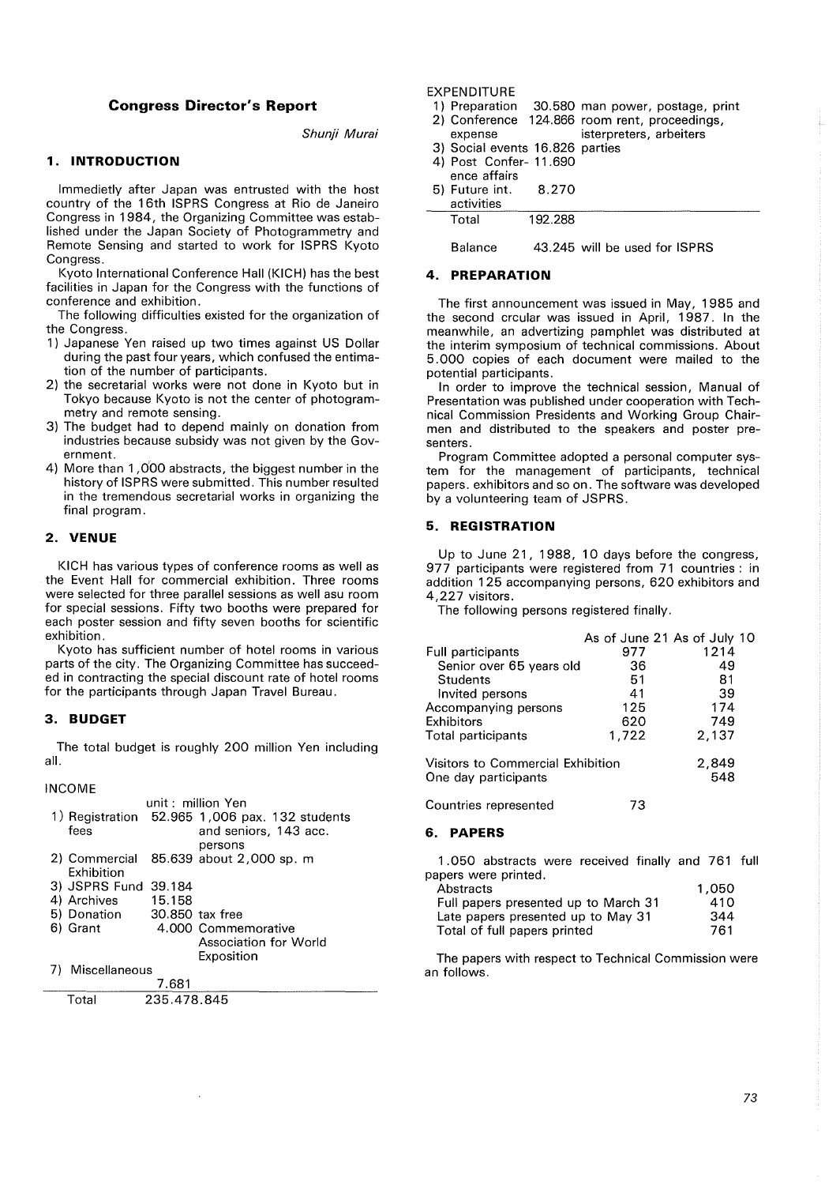## Congress Director's Report

*Shunji Murai*

### 1. INTRODUCTION

Immedietly after Japan was entrusted with the host country of the 16th ISPRS Congress at Rio de Janeiro Congress in 1984, the Organizing Committee was established under the Japan Society of Photogrammetry and Remote Sensing and started to work for ISPRS Kyoto Congress.

Kyoto International Conference Hall (KICH) has the best facilities in Japan for the Congress with the functions of conference and exhibition.

The following difficulties existed for the organization of the Congress.

1) Japanese Yen raised up two times against US Dollar during the past four years, which confused the entimation of the number of participants.
2) the secretarial works were not done in Kyoto but in Tokyo because Kyoto is not the center of photogrammetry and remote sensing.
3) The budget had to depend mainly on donation from industries because subsidy was not given by the Government.
4) More than 1,000 abstracts, the biggest number in the history of ISPRS were submitted. This number resulted in the tremendous secretarial works in organizing the final program.

### 2. VENUE

KICH has various types of conference rooms as well as the Event Hall for commercial exhibition. Three rooms were selected for three parallel sessions as well asu room for special sessions. Fifty two booths were prepared for each poster session and fifty seven booths for scientific exhibition.

Kyoto has sufficient number of hotel rooms in various parts of the city. The Organizing Committee has succeeded in contracting the special discount rate of hotel rooms for the participants through Japan Travel Bureau.

### 3. BUDGET

The total budget is roughly 200 million Yen including all.

INCOME

unit : million Yen

| | | |
|---|---|---|
| 1) Registration fees | 52.965 | 1,006 pax. 132 students and seniors, 143 acc. persons |
| 2) Commercial Exhibition | 85.639 | about 2,000 sp. m |
| 3) JSPRS Fund | 39.184 | |
| 4) Archives | 15.158 | |
| 5) Donation | 30.850 | tax free |
| 6) Grant | 4.000 | Commemorative Association for World Exposition |
| 7) Miscellaneous | 7.681 | |
| Total | 235.478.845 | |

EXPENDITURE

| | | |
|---|---|---|
| 1) Preparation | 30.580 | man power, postage, print |
| 2) Conference expense | 124.866 | room rent, proceedings, isterpreters, arbeiters |
| 3) Social events | 16.826 | parties |
| 4) Post Conference affairs | 11.690 | |
| 5) Future int. activities | 8.270 | |
| Total | 192.288 | |
| Balance | 43.245 | will be used for ISPRS |

### 4. PREPARATION

The first announcement was issued in May, 1985 and the second crcular was issued in April, 1987. In the meanwhile, an advertizing pamphlet was distributed at the interim symposium of technical commissions. About 5.000 copies of each document were mailed to the potential participants.

In order to improve the technical session, Manual of Presentation was published under cooperation with Technical Commission Presidents and Working Group Chairmen and distributed to the speakers and poster presenters.

Program Committee adopted a personal computer system for the management of participants, technical papers. exhibitors and so on. The software was developed by a volunteering team of JSPRS.

### 5. REGISTRATION

Up to June 21, 1988, 10 days before the congress, 977 participants were registered from 71 countries : in addition 125 accompanying persons, 620 exhibitors and 4,227 visitors.

The following persons registered finally.

| | As of June 21 | As of July 10 |
|---|---|---|
| Full participants | 977 | 1214 |
| Senior over 65 years old | 36 | 49 |
| Students | 51 | 81 |
| Invited persons | 41 | 39 |
| Accompanying persons | 125 | 174 |
| Exhibitors | 620 | 749 |
| Total participants | 1,722 | 2,137 |
| Visitors to Commercial Exhibition | | 2,849 |
| One day participants | | 548 |
| Countries represented | 73 | |

### 6. PAPERS

1.050 abstracts were received finally and 761 full papers were printed.

| | |
|---|---|
| Abstracts | 1,050 |
| Full papers presented up to March 31 | 410 |
| Late papers presented up to May 31 | 344 |
| Total of full papers printed | 761 |

The papers with respect to Technical Commission were an follows.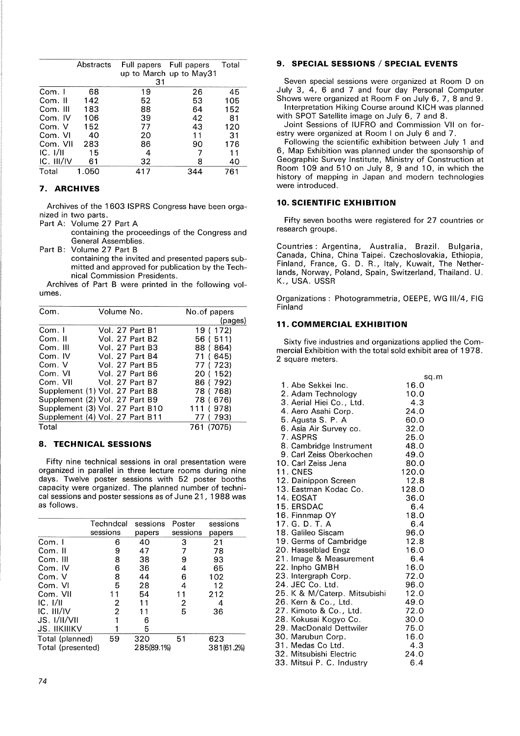| | Abstracts | Full papers up to March 31 | Full papers up to May31 | Total |
|---|---|---|---|---|
| Com. I | 68 | 19 | 26 | 45 |
| Com. II | 142 | 52 | 53 | 105 |
| Com. III | 183 | 88 | 64 | 152 |
| Com. IV | 106 | 39 | 42 | 81 |
| Com. V | 152 | 77 | 43 | 120 |
| Com. VI | 40 | 20 | 11 | 31 |
| Com. VII | 283 | 86 | 90 | 176 |
| IC. I/II | 15 | 4 | 7 | 11 |
| IC. III/IV | 61 | 32 | 8 | 40 |
| Total | 1.050 | 417 | 344 | 761 |

## 7. ARCHIVES

Archives of the 1603 ISPRS Congress have been organized in two parts.

Part A: Volume 27 Part A
containing the proceedings of the Congress and General Assemblies.

Part B: Volume 27 Part B
containing the invited and presented papers submitted and approved for publication by the Technical Commission Presidents.

Archives of Part B were printed in the following volumes.

| Com. | Volume No. | No.of papers (pages) |
|---|---|---|
| Com. I | Vol. 27 Part B1 | 19 ( 172) |
| Com. II | Vol. 27 Part B2 | 56 ( 511) |
| Com. III | Vol. 27 Part B3 | 88 ( 864) |
| Com. IV | Vol. 27 Part B4 | 71 ( 645) |
| Com. V | Vol. 27 Part B5 | 77 ( 723) |
| Com. VI | Vol. 27 Part B6 | 20 ( 152) |
| Com. VII | Vol. 27 Part B7 | 86 ( 792) |
| Supplement (1) | Vol. 27 Part B8 | 78 ( 768) |
| Supplement (2) | Vol. 27 Part B9 | 78 ( 676) |
| Supplement (3) | Vol. 27 Part B10 | 111 ( 978) |
| Supplement (4) | Vol. 27 Part B11 | 77 ( 793) |
| Total | | 761 (7075) |

## 8. TECHNICAL SESSIONS

Fifty nine technical sessions in oral presentation were organized in parallel in three lecture rooms during nine days. Twelve poster sessions with 52 poster booths capacity were organized. The planned number of technical sessions and poster sessions as of June 21, 1988 was as follows.

| | Techndcal sessions | sessions papers | Poster sessions | sessions papers |
|---|---|---|---|---|
| Com. I | 6 | 40 | 3 | 21 |
| Com. II | 9 | 47 | 7 | 78 |
| Com. III | 8 | 38 | 9 | 93 |
| Com. IV | 6 | 36 | 4 | 65 |
| Com. V | 8 | 44 | 6 | 102 |
| Com. VI | 5 | 28 | 4 | 12 |
| Com. VII | 11 | 54 | 11 | 212 |
| IC. I/II | 2 | 11 | 2 | 4 |
| IC. III/IV | 2 | 11 | 5 | 36 |
| JS. I/II/VII | 1 | 6 | | |
| JS. IIKIIIKV | 1 | 5 | | |
| Total (planned) | 59 | 320 | 51 | 623 |
| Total (presented) | | 285(89.1%) | | 381(61.2%) |

## 9. SPECIAL SESSIONS / SPECIAL EVENTS

Seven special sessions were organized at Room D on July 3, 4, 6 and 7 and four day Personal Computer Shows were organized at Room F on July 6, 7, 8 and 9.

Interpretation Hiking Course around KICH was planned with SPOT Satellite image on July 6, 7 and 8.

Joint Sessions of IUFRO and Commission VII on forestry were organized at Room I on July 6 and 7.

Following the scientific exhibition between July 1 and 6, Map Exhibition was planned under the sponsorship of Geographic Survey Institute, Ministry of Construction at Room 109 and 510 on July 8, 9 and 10, in which the history of mapping in Japan and modern technologies were introduced.

## 10. SCIENTIFIC EXHIBITION

Fifty seven booths were registered for 27 countries or research groups.

Countries : Argentina, Australia, Brazil. Bulgaria, Canada, China, China Taipei. Czechoslovakia, Ethiopia, Finland, France, G. D. R., Italy, Kuwait, The Netherlands, Norway, Poland, Spain, Switzerland, Thailand. U. K., USA. USSR

Organizations : Photogrammetria, OEEPE, WG III/4, FIG Finland

## 11. COMMERCIAL EXHIBITION

Sixty five industries and organizations applied the Commercial Exhibition with the total sold exhibit area of 1978. 2 square meters.

| | sq.m |
|---|---|
| 1. Abe Sekkei Inc. | 16.0 |
| 2. Adam Technology | 10.0 |
| 3. Aerial Hiei Co., Ltd. | 4.3 |
| 4. Aero Asahi Corp. | 24.0 |
| 5. Agusta S. P. A | 60.0 |
| 6. Asia Air Survey co. | 32.0 |
| 7. ASPRS | 25.0 |
| 8. Cambridge Instrument | 48.0 |
| 9. Carl Zeiss Oberkochen | 49.0 |
| 10. Carl Zeiss Jena | 80.0 |
| 11. CNES | 120.0 |
| 12. Dainippon Screen | 12.8 |
| 13. Eastman Kodac Co. | 128.0 |
| 14. EOSAT | 36.0 |
| 15. ERSDAC | 6.4 |
| 16. Finnmap OY | 18.0 |
| 17. G. D. T. A | 6.4 |
| 18. Galileo Siscam | 96.0 |
| 19. Germs of Cambridge | 12.8 |
| 20. Hasselblad Engz | 16.0 |
| 21. Image & Measurement | 6.4 |
| 22. Inpho GMBH | 16.0 |
| 23. Intergraph Corp. | 72.0 |
| 24. JEC Co. Ltd. | 96.0 |
| 25. K & M/Caterp. Mitsubishi | 12.0 |
| 26. Kern & Co., Ltd. | 49.0 |
| 27. Kimoto & Co., Ltd. | 72.0 |
| 28. Kokusai Kogyo Co. | 30.0 |
| 29. MacDonald Dettwiler | 75.0 |
| 30. Marubun Corp. | 16.0 |
| 31. Medas Co Ltd. | 4.3 |
| 32. Mitsubishi Electric | 24.0 |
| 33. Mitsui P. C. Industry | 6.4 |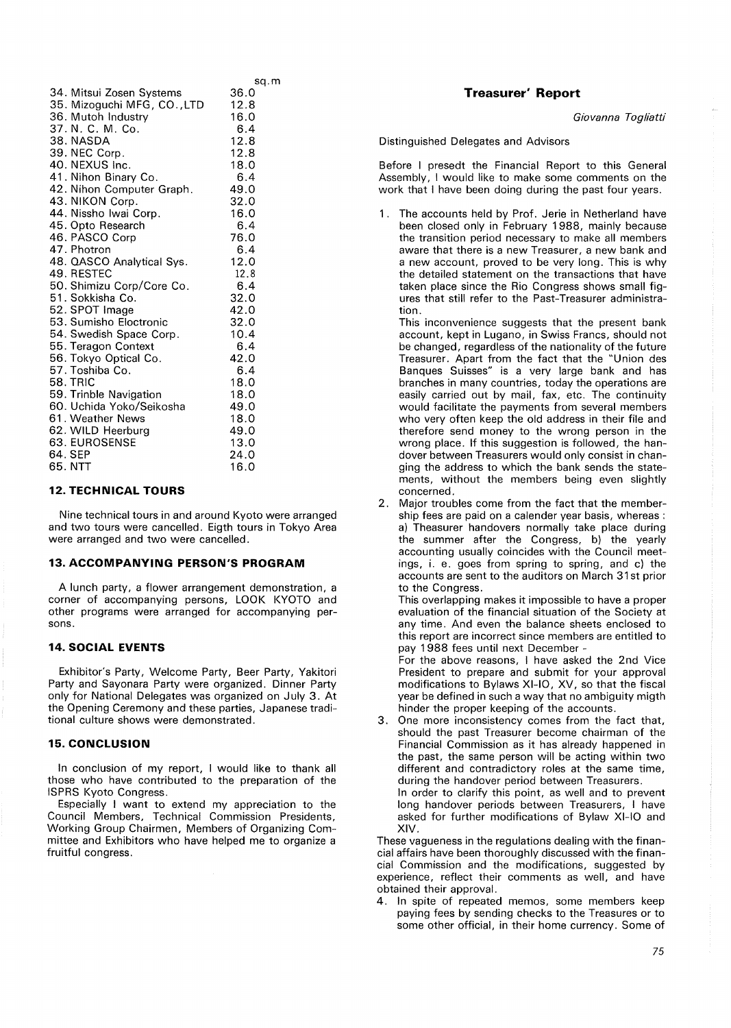| | sq.m |
|---|---|
| 34. Mitsui Zosen Systems | 36.0 |
| 35. Mizoguchi MFG, CO.,LTD | 12.8 |
| 36. Mutoh Industry | 16.0 |
| 37. N. C. M. Co. | 6.4 |
| 38. NASDA | 12.8 |
| 39. NEC Corp. | 12.8 |
| 40. NEXUS Inc. | 18.0 |
| 41. Nihon Binary Co. | 6.4 |
| 42. Nihon Computer Graph. | 49.0 |
| 43. NIKON Corp. | 32.0 |
| 44. Nissho Iwai Corp. | 16.0 |
| 45. Opto Research | 6.4 |
| 46. PASCO Corp | 76.0 |
| 47. Photron | 6.4 |
| 48. QASCO Analytical Sys. | 12.0 |
| 49. RESTEC | 12.8 |
| 50. Shimizu Corp/Core Co. | 6.4 |
| 51. Sokkisha Co. | 32.0 |
| 52. SPOT Image | 42.0 |
| 53. Sumisho Electronic | 32.0 |
| 54. Swedish Space Corp. | 10.4 |
| 55. Teragon Context | 6.4 |
| 56. Tokyo Optical Co. | 42.0 |
| 57. Toshiba Co. | 6.4 |
| 58. TRIC | 18.0 |
| 59. Trinble Navigation | 18.0 |
| 60. Uchida Yoko/Seikosha | 49.0 |
| 61. Weather News | 18.0 |
| 62. WILD Heerburg | 49.0 |
| 63. EUROSENSE | 13.0 |
| 64. SEP | 24.0 |
| 65. NTT | 16.0 |

## 12. TECHNICAL TOURS

Nine technical tours in and around Kyoto were arranged and two tours were cancelled. Eigth tours in Tokyo Area were arranged and two were cancelled.

## 13. ACCOMPANYING PERSON'S PROGRAM

A lunch party, a flower arrangement demonstration, a corner of accompanying persons, LOOK KYOTO and other programs were arranged for accompanying persons.

## 14. SOCIAL EVENTS

Exhibitor's Party, Welcome Party, Beer Party, Yakitori Party and Sayonara Party were organized. Dinner Party only for National Delegates was organized on July 3. At the Opening Ceremony and these parties, Japanese traditional culture shows were demonstrated.

## 15. CONCLUSION

In conclusion of my report, I would like to thank all those who have contributed to the preparation of the ISPRS Kyoto Congress.

Especially I want to extend my appreciation to the Council Members, Technical Commission Presidents, Working Group Chairmen, Members of Organizing Committee and Exhibitors who have helped me to organize a fruitful congress.

# Treasurer' Report

*Giovanna Togliatti*

Distinguished Delegates and Advisors

Before I presedt the Financial Report to this General Assembly, I would like to make some comments on the work that I have been doing during the past four years.

1. The accounts held by Prof. Jerie in Netherland have been closed only in February 1988, mainly because the transition period necessary to make all members aware that there is a new Treasurer, a new bank and a new account, proved to be very long. This is why the detailed statement on the transactions that have taken place since the Rio Congress shows small figures that still refer to the Past-Treasurer administration.

   This inconvenience suggests that the present bank account, kept in Lugano, in Swiss Francs, should not be changed, regardless of the nationality of the future Treasurer. Apart from the fact that the "Union des Banques Suisses" is a very large bank and has branches in many countries, today the operations are easily carried out by mail, fax, etc. The continuity would facilitate the payments from several members who very often keep the old address in their file and therefore send money to the wrong person in the wrong place. If this suggestion is followed, the handover between Treasurers would only consist in changing the address to which the bank sends the statements, without the members being even slightly concerned.

2. Major troubles come from the fact that the membership fees are paid on a calender year basis, whereas : a) Theasurer handovers normally take place during the summer after the Congress, b) the yearly accounting usually coincides with the Council meetings, i. e. goes from spring to spring, and c) the accounts are sent to the auditors on March 31st prior to the Congress.

   This overlapping makes it impossible to have a proper evaluation of the financial situation of the Society at any time. And even the balance sheets enclosed to this report are incorrect since members are entitled to pay 1988 fees until next December -

   For the above reasons, I have asked the 2nd Vice President to prepare and submit for your approval modifications to Bylaws XI-IO, XV, so that the fiscal year be defined in such a way that no ambiguity migth hinder the proper keeping of the accounts.

3. One more inconsistency comes from the fact that, should the past Treasurer become chairman of the Financial Commission as it has already happened in the past, the same person will be acting within two different and contradictory roles at the same time, during the handover period between Treasurers.

   In order to clarify this point, as well and to prevent long handover periods between Treasurers, I have asked for further modifications of Bylaw XI-IO and XIV.

These vagueness in the regulations dealing with the financial affairs have been thoroughly discussed with the financial Commission and the modifications, suggested by experience, reflect their comments as well, and have obtained their approval.

4. In spite of repeated memos, some members keep paying fees by sending checks to the Treasures or to some other official, in their home currency. Some of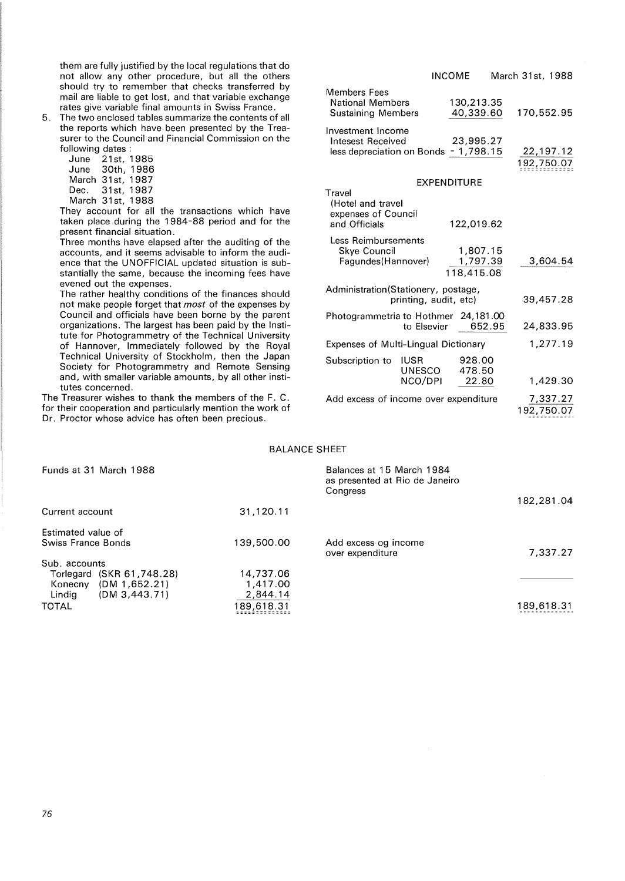them are fully justified by the local regulations that do not allow any other procedure, but all the others should try to remember that checks transferred by mail are liable to get lost, and that variable exchange rates give variable final amounts in Swiss France.

5. The two enclosed tables summarize the contents of all the reports which have been presented by the Treasurer to the Council and Financial Commission on the following dates :

   June 21st, 1985
   June 30th, 1986
   March 31st, 1987
   Dec. 31st, 1987
   March 31st, 1988

   They account for all the transactions which have taken place during the 1984-88 period and for the present financial situation.

   Three months have elapsed after the auditing of the accounts, and it seems advisable to inform the audience that the UNOFFICIAL updated situation is substantially the same, because the incoming fees have evened out the expenses.

   The rather healthy conditions of the finances should not make people forget that *most* of the expenses by Council and officials have been borne by the parent organizations. The largest has been paid by the Institute for Photogrammetry of the Technical University of Hannover, Immediately followed by the Royal Technical University of Stockholm, then the Japan Society for Photogrammetry and Remote Sensing and, with smaller variable amounts, by all other institutes concerned.

The Treasurer wishes to thank the members of the F. C. for their cooperation and particularly mention the work of Dr. Proctor whose advice has often been precious.

| INCOME | | March 31st, 1988 |
|---|---|---|
| **Members Fees** | | |
| National Members | 130,213.35 | |
| Sustaining Members | 40,339.60 | 170,552.95 |
| **Investment Income** | | |
| Intesest Received | 23,995.27 | |
| less depreciation on Bonds | - 1,798.15 | 22,197.12 |
| | | 192,750.07 |
| **EXPENDITURE** | | |
| Travel (Hotel and travel expenses of Council and Officials | 122,019.62 | |
| Less Reimbursements | | |
| Skye Council | 1,807.15 | |
| Fagundes(Hannover) | 1,797.39 | 3,604.54 |
| | 118,415.08 | |
| Administration(Stationery, postage, printing, audit, etc) | | 39,457.28 |
| Photogrammetria to Hothmer | 24,181.00 | |
| to Elsevier | 652.95 | 24,833.95 |
| Expenses of Multi-Lingual Dictionary | | 1,277.19 |
| Subscription to IUSR | 928.00 | |
| UNESCO | 478.50 | |
| NCO/DPI | 22.80 | 1,429.30 |
| Add excess of income over expenditure | | 7,337.27 |
| | | 192,750.07 |

## BALANCE SHEET

| Funds at 31 March 1988 | | Balances at 15 March 1984 as presented at Rio de Janeiro Congress | 182,281.04 |
|---|---|---|---|
| Current account | 31,120.11 | | |
| Estimated value of Swiss France Bonds | 139,500.00 | Add excess og income over expenditure | 7,337.27 |
| Sub. accounts | | | |
| Torlegard (SKR 61,748.28) | 14,737.06 | | |
| Konecny (DM 1,652.21) | 1,417.00 | | |
| Lindig (DM 3,443.71) | 2,844.14 | | |
| TOTAL | 189,618.31 | | 189,618.31 |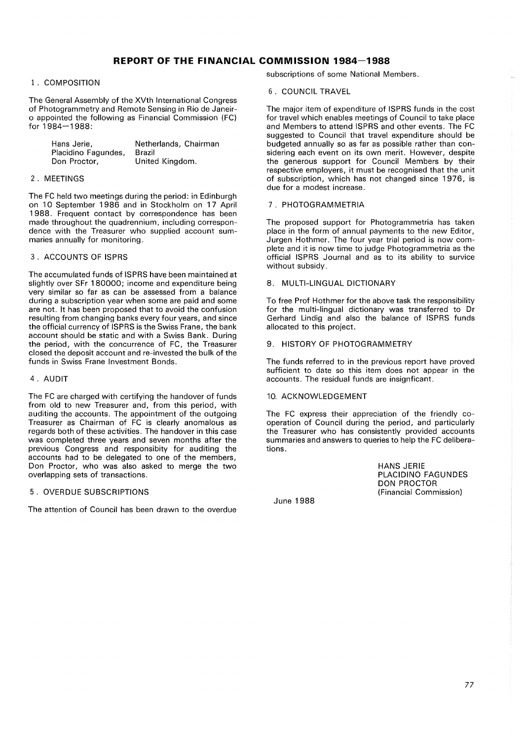# REPORT OF THE FINANCIAL COMMISSION 1984—1988

## 1. COMPOSITION

The General Assembly of the XVth International Congress of Photogrammetry and Remote Sensing in Rio de Janeiro appointed the following as Financial Commission (FC) for 1984—1988:

| | |
|---|---|
| Hans Jerie, | Netherlands, Chairman |
| Placidino Fagundes, | Brazil |
| Don Proctor, | United Kingdom. |

## 2. MEETINGS

The FC held two meetings during the period: in Edinburgh on 10 September 1986 and in Stockholm on 17 April 1988. Frequent contact by correspondence has been made throughout the quadrennium, including correspondence with the Treasurer who supplied account summaries annually for monitoring.

## 3. ACCOUNTS OF ISPRS

The accumulated funds of ISPRS have been maintained at slightly over SFr 180000; income and expenditure being very similar so far as can be assessed from a balance during a subscription year when some are paid and some are not. It has been proposed that to avoid the confusion resulting from changing banks every four years, and since the official currency of ISPRS is the Swiss Frane, the bank account should be static and with a Swiss Bank. During the period, with the concurrence of FC, the Treasurer closed the deposit account and re-invested the bulk of the funds in Swiss Frane Investment Bonds.

## 4. AUDIT

The FC are charged with certifying the handover of funds from old to new Treasurer and, from this period, with auditing the accounts. The appointment of the outgoing Treasurer as Chairman of FC is clearly anomalous as regards both of these activities. The handover in this case was completed three years and seven months after the previous Congress and responsibity for auditing the accounts had to be delegated to one of the members, Don Proctor, who was also asked to merge the two overlapping sets of transactions.

## 5. OVERDUE SUBSCRIPTIONS

The attention of Council has been drawn to the overdue subscriptions of some National Members.

## 6. COUNCIL TRAVEL

The major item of expenditure of ISPRS funds in the cost for travel which enables meetings of Council to take place and Members to attend ISPRS and other events. The FC suggested to Council that travel expenditure should be budgeted annually so as far as possible rather than considering each event on its own merit. However, despite the generous support for Council Members by their respective employers, it must be recognised that the unit of subscription, which has not changed since 1976, is due for a modest increase.

## 7. PHOTOGRAMMETRIA

The proposed support for Photogrammetria has taken place in the form of annual payments to the new Editor, Jurgen Hothmer. The four year trial period is now complete and it is now time to judge Photogrammetria as the official ISPRS Journal and as to its ability to survice without subsidy.

## 8. MULTI-LINGUAL DICTIONARY

To free Prof Hothmer for the above task the responsibility for the multi-lingual dictionary was transferred to Dr Gerhard Lindig and also the balance of ISPRS funds allocated to this project.

## 9. HISTORY OF PHOTOGRAMMETRY

The funds referred to in the previous report have proved sufficient to date so this item does not appear in the accounts. The residual funds are insignficant.

## 10. ACKNOWLEDGEMENT

The FC express their appreciation of the friendly cooperation of Council during the period, and particularly the Treasurer who has consistently provided accounts summaries and answers to queries to help the FC deliberations.

HANS JERIE
PLACIDINO FAGUNDES
DON PROCTOR
(Financial Commission)

June 1988